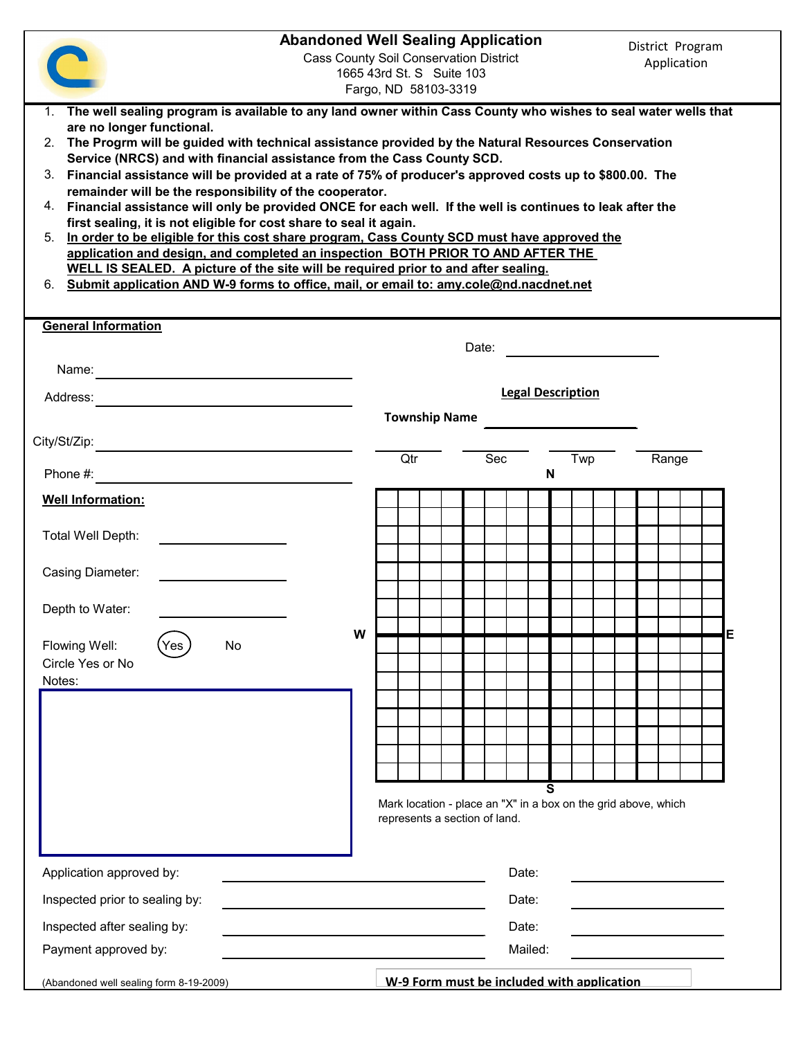# Abandoned Well Sealing Application

Cass County Soil Conservation District
1665 43rd St. S Suite 103
Fargo, ND 58103-3319

District Program Application

1. **The well sealing program is available to any land owner within Cass County who wishes to seal water wells that are no longer functional.**
2. **The Progrm will be guided with technical assistance provided by the Natural Resources Conservation Service (NRCS) and with financial assistance from the Cass County SCD.**
3. **Financial assistance will be provided at a rate of 75% of producer's approved costs up to $800.00. The remainder will be the responsibility of the cooperator.**
4. **Financial assistance will only be provided ONCE for each well. If the well is continues to leak after the first sealing, it is not eligible for cost share to seal it again.**
5. **<u>In order to be eligible for this cost share program, Cass County SCD must have approved the application and design, and completed an inspection BOTH PRIOR TO AND AFTER THE WELL IS SEALED. A picture of the site will be required prior to and after sealing.</u>**
6. **<u>Submit application AND W-9 forms to office, mail, or email to: amy.cole@nd.nacdnet.net</u>**

## General Information

Date: ______________________

Name: ______________________

Address: ______________________

City/St/Zip: ______________________

Phone #: ______________________

**Legal Description**

**Township Name** ______________________

| Qtr | Sec | Twp | Range |
|---|---|---|---|
| | | | |

### Well Information:

Total Well Depth: ______________________

Casing Diameter: ______________________

Depth to Water: ______________________

Flowing Well: Yes No
Circle Yes or No

Notes:

N / W / E / S

Mark location - place an "X" in a box on the grid above, which represents a section of land.

Application approved by: ______________________ Date: ______________________

Inspected prior to sealing by: ______________________ Date: ______________________

Inspected after sealing by: ______________________ Date: ______________________

Payment approved by: ______________________ Mailed: ______________________

(Abandoned well sealing form 8-19-2009)

**W-9 Form must be included with application**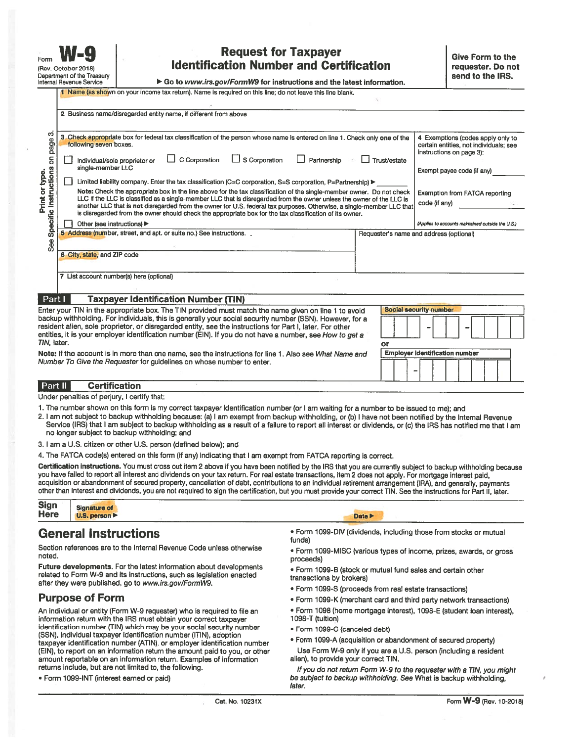Form **W-9**
(Rev. October 2018)
Department of the Treasury
Internal Revenue Service

# Request for Taxpayer Identification Number and Certification

▶ Go to *www.irs.gov/FormW9* for instructions and the latest information.

**Give Form to the requester. Do not send to the IRS.**

Print or type. See Specific Instructions on page 3.

1 Name (as shown on your income tax return). Name is required on this line; do not leave this line blank.

2 Business name/disregarded entity name, if different from above

3 Check appropriate box for federal tax classification of the person whose name is entered on line 1. Check only **one** of the following seven boxes.

☐ Individual/sole proprietor or single-member LLC ☐ C Corporation ☐ S Corporation ☐ Partnership ☐ Trust/estate

☐ Limited liability company. Enter the tax classification (C=C corporation, S=S corporation, P=Partnership) ▶

**Note:** Check the appropriate box in the line above for the tax classification of the single-member owner. Do not check LLC if the LLC is classified as a single-member LLC that is disregarded from the owner unless the owner of the LLC is another LLC that is **not** disregarded from the owner for U.S. federal tax purposes. Otherwise, a single-member LLC that is disregarded from the owner should check the appropriate box for the tax classification of its owner.

☐ Other (see instructions) ▶

4 Exemptions (codes apply only to certain entities, not individuals; see instructions on page 3):

Exempt payee code (if any)

Exemption from FATCA reporting code (if any)

*(Applies to accounts maintained outside the U.S.)*

5 Address (number, street, and apt. or suite no.) See instructions.

Requester's name and address (optional)

6 City, state, and ZIP code

7 List account number(s) here (optional)

## Part I Taxpayer Identification Number (TIN)

Enter your TIN in the appropriate box. The TIN provided must match the name given on line 1 to avoid backup withholding. For individuals, this is generally your social security number (SSN). However, for a resident alien, sole proprietor, or disregarded entity, see the instructions for Part I, later. For other entities, it is your employer identification number (EIN). If you do not have a number, see *How to get a TIN,* later.

**Note:** If the account is in more than one name, see the instructions for line 1. Also see *What Name and Number To Give the Requester* for guidelines on whose number to enter.

**Social security number**

☐☐☐ – ☐☐ – ☐☐☐☐

**or**

**Employer identification number**

☐☐ – ☐☐☐☐☐☐☐

## Part II Certification

Under penalties of perjury, I certify that:

1. The number shown on this form is my correct taxpayer identification number (or I am waiting for a number to be issued to me); and
2. I am not subject to backup withholding because: (a) I am exempt from backup withholding, or (b) I have not been notified by the Internal Revenue Service (IRS) that I am subject to backup withholding as a result of a failure to report all interest or dividends, or (c) the IRS has notified me that I am no longer subject to backup withholding; and
3. I am a U.S. citizen or other U.S. person (defined below); and
4. The FATCA code(s) entered on this form (if any) indicating that I am exempt from FATCA reporting is correct.

**Certification instructions.** You must cross out item 2 above if you have been notified by the IRS that you are currently subject to backup withholding because you have failed to report all interest and dividends on your tax return. For real estate transactions, item 2 does not apply. For mortgage interest paid, acquisition or abandonment of secured property, cancellation of debt, contributions to an individual retirement arrangement (IRA), and generally, payments other than interest and dividends, you are not required to sign the certification, but you must provide your correct TIN. See the instructions for Part II, later.

**Sign Here** **Signature of U.S. person ▶** **Date ▶**

# General Instructions

Section references are to the Internal Revenue Code unless otherwise noted.

**Future developments.** For the latest information about developments related to Form W-9 and its instructions, such as legislation enacted after they were published, go to *www.irs.gov/FormW9.*

## Purpose of Form

An individual or entity (Form W-9 requester) who is required to file an information return with the IRS must obtain your correct taxpayer identification number (TIN) which may be your social security number (SSN), individual taxpayer identification number (ITIN), adoption taxpayer identification number (ATIN), or employer identification number (EIN), to report on an information return the amount paid to you, or other amount reportable on an information return. Examples of information returns include, but are not limited to, the following.

- Form 1099-INT (interest earned or paid)
- Form 1099-DIV (dividends, including those from stocks or mutual funds)
- Form 1099-MISC (various types of income, prizes, awards, or gross proceeds)
- Form 1099-B (stock or mutual fund sales and certain other transactions by brokers)
- Form 1099-S (proceeds from real estate transactions)
- Form 1099-K (merchant card and third party network transactions)
- Form 1098 (home mortgage interest), 1098-E (student loan interest), 1098-T (tuition)
- Form 1099-C (canceled debt)
- Form 1099-A (acquisition or abandonment of secured property)

Use Form W-9 only if you are a U.S. person (including a resident alien), to provide your correct TIN.

*If you do not return Form W-9 to the requester with a TIN, you might be subject to backup withholding. See* What is backup withholding, *later.*

Cat. No. 10231X

Form **W-9** (Rev. 10-2018)